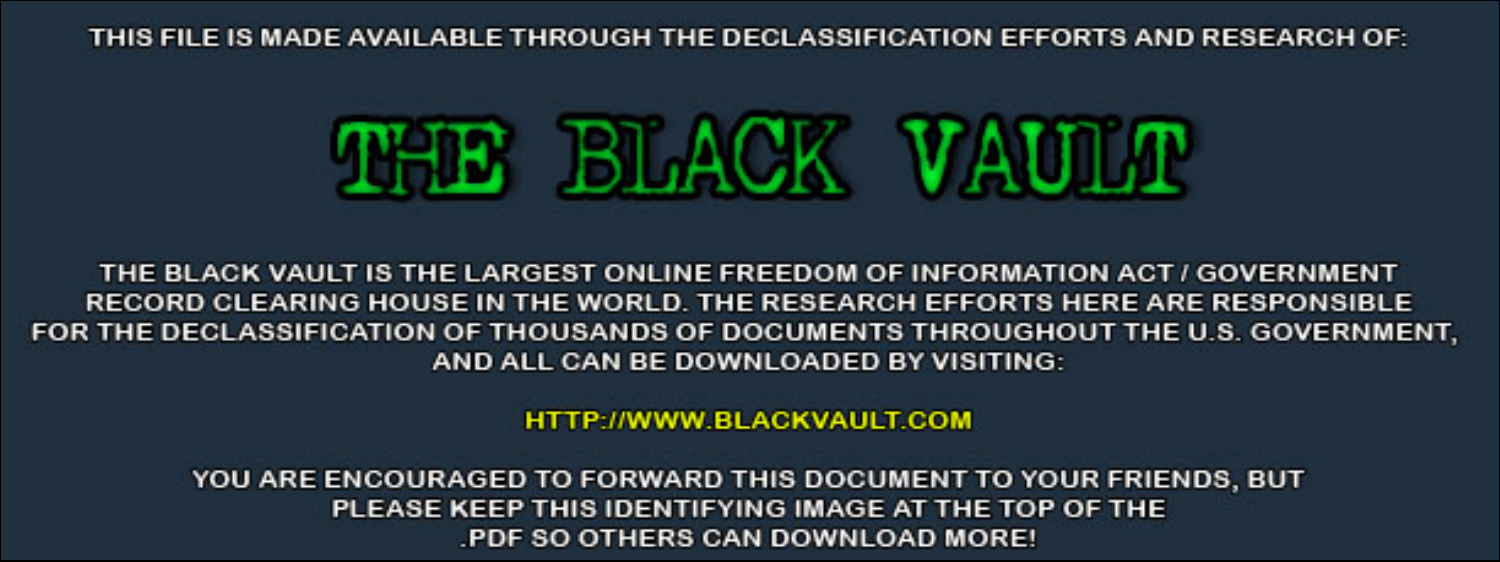THIS FILE IS MADE AVAILABLE THROUGH THE DECLASSIFICATION EFFORTS AND RESEARCH OF:

# THE BLACK VAULT

THE BLACK VAULT IS THE LARGEST ONLINE FREEDOM OF INFORMATION ACT / GOVERNMENT RECORD CLEARING HOUSE IN THE WORLD. THE RESEARCH EFFORTS HERE ARE RESPONSIBLE FOR THE DECLASSIFICATION OF THOUSANDS OF DOCUMENTS THROUGHOUT THE U.S. GOVERNMENT, AND ALL CAN BE DOWNLOADED BY VISITING:

HTTP://WWW.BLACKVAULT.COM

YOU ARE ENCOURAGED TO FORWARD THIS DOCUMENT TO YOUR FRIENDS, BUT PLEASE KEEP THIS IDENTIFYING IMAGE AT THE TOP OF THE .PDF SO OTHERS CAN DOWNLOAD MORE!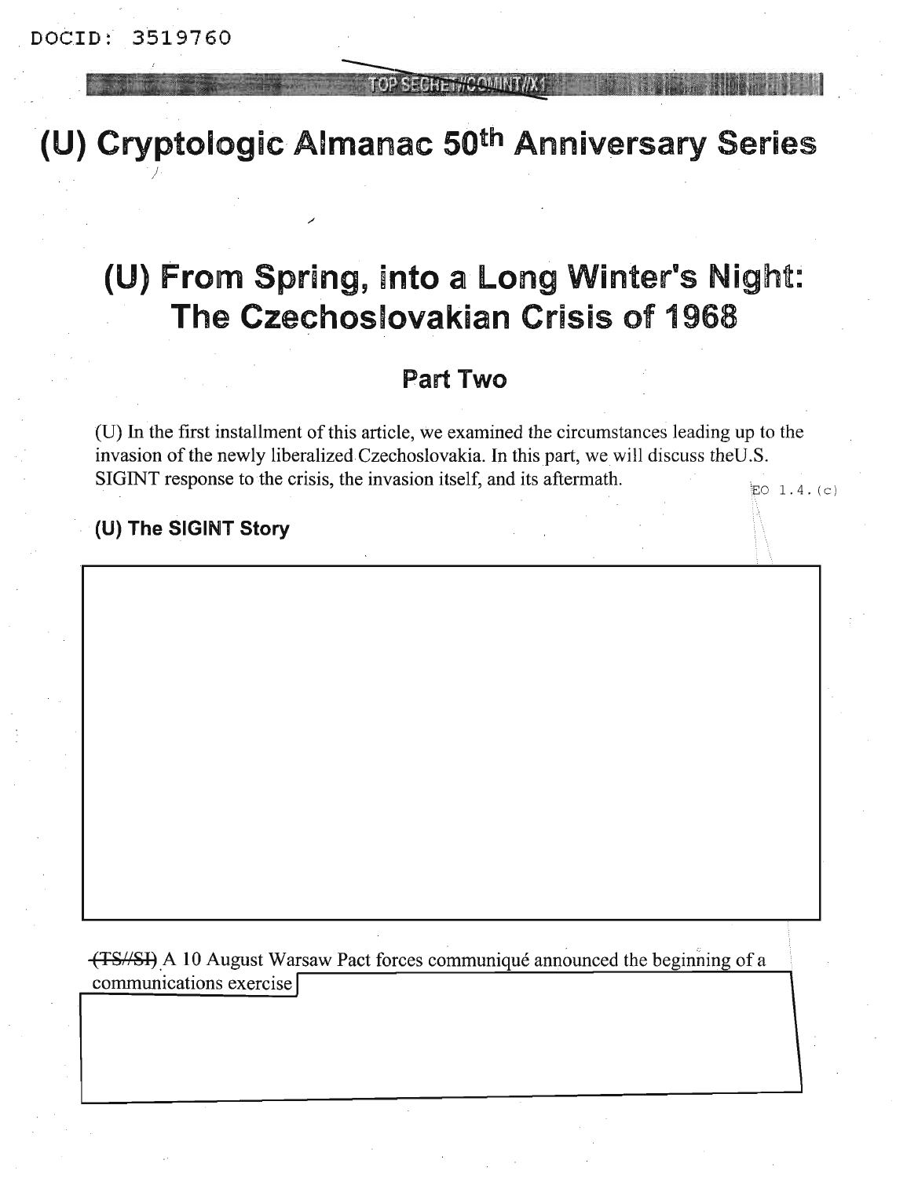DOCID: 3519760

TOP SECRET//COMINT//X1

# (U) Cryptologic Almanac 50th Anniversary Series

# (U) From Spring, into a Long Winter's Night: The Czechoslovakian Crisis of 1968

## Part Two

(U) In the first installment of this article, we examined the circumstances leading up to the invasion of the newly liberalized Czechoslovakia. In this part, we will discuss theU.S. SIGINT response to the crisis, the invasion itself, and its aftermath.

EO 1.4.(c)

### (U) The SIGINT Story

~~(TS//SI)~~ A 10 August Warsaw Pact forces communiqué announced the beginning of a communications exercise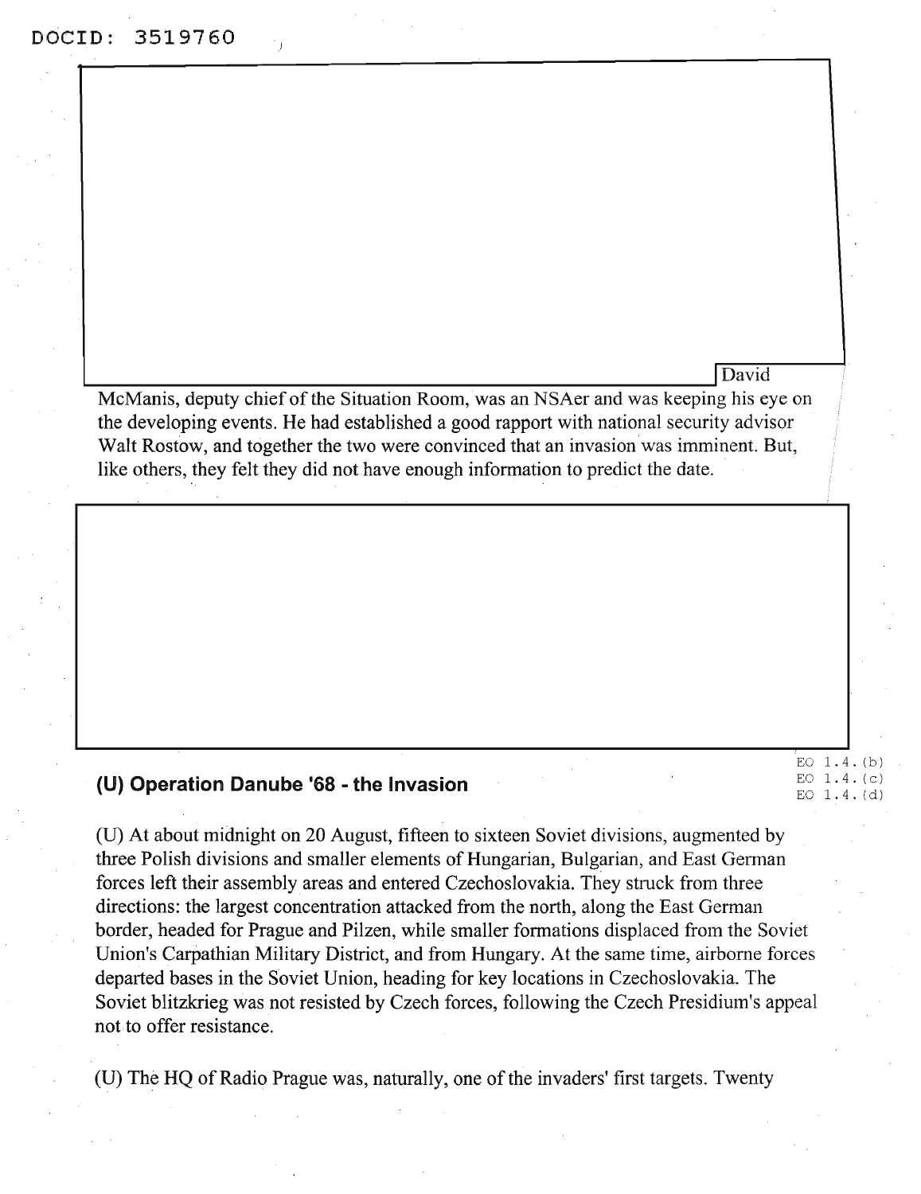David McManis, deputy chief of the Situation Room, was an NSAer and was keeping his eye on the developing events. He had established a good rapport with national security advisor Walt Rostow, and together the two were convinced that an invasion was imminent. But, like others, they felt they did not have enough information to predict the date.

EO 1.4.(b)
EO 1.4.(c)
EO 1.4.(d)

## (U) Operation Danube '68 - the Invasion

(U) At about midnight on 20 August, fifteen to sixteen Soviet divisions, augmented by three Polish divisions and smaller elements of Hungarian, Bulgarian, and East German forces left their assembly areas and entered Czechoslovakia. They struck from three directions: the largest concentration attacked from the north, along the East German border, headed for Prague and Pilzen, while smaller formations displaced from the Soviet Union's Carpathian Military District, and from Hungary. At the same time, airborne forces departed bases in the Soviet Union, heading for key locations in Czechoslovakia. The Soviet blitzkrieg was not resisted by Czech forces, following the Czech Presidium's appeal not to offer resistance.

(U) The HQ of Radio Prague was, naturally, one of the invaders' first targets. Twenty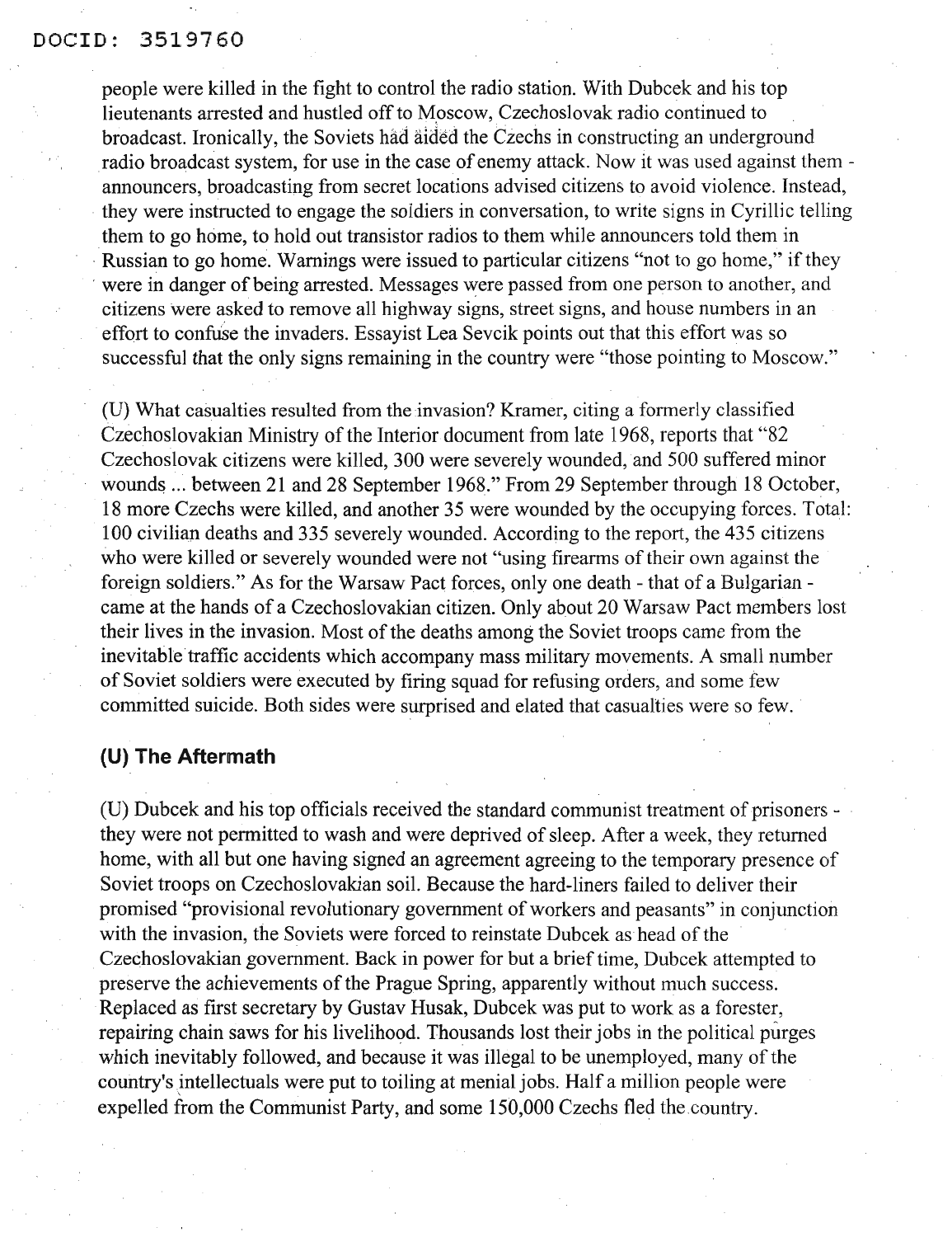people were killed in the fight to control the radio station. With Dubcek and his top lieutenants arrested and hustled off to Moscow, Czechoslovak radio continued to broadcast. Ironically, the Soviets had aided the Czechs in constructing an underground radio broadcast system, for use in the case of enemy attack. Now it was used against them - announcers, broadcasting from secret locations advised citizens to avoid violence. Instead, they were instructed to engage the soldiers in conversation, to write signs in Cyrillic telling them to go home, to hold out transistor radios to them while announcers told them in Russian to go home. Warnings were issued to particular citizens "not to go home," if they were in danger of being arrested. Messages were passed from one person to another, and citizens were asked to remove all highway signs, street signs, and house numbers in an effort to confuse the invaders. Essayist Lea Sevcik points out that this effort was so successful that the only signs remaining in the country were "those pointing to Moscow."

(U) What casualties resulted from the invasion? Kramer, citing a formerly classified Czechoslovakian Ministry of the Interior document from late 1968, reports that "82 Czechoslovak citizens were killed, 300 were severely wounded, and 500 suffered minor wounds ... between 21 and 28 September 1968." From 29 September through 18 October, 18 more Czechs were killed, and another 35 were wounded by the occupying forces. Total: 100 civilian deaths and 335 severely wounded. According to the report, the 435 citizens who were killed or severely wounded were not "using firearms of their own against the foreign soldiers." As for the Warsaw Pact forces, only one death - that of a Bulgarian - came at the hands of a Czechoslovakian citizen. Only about 20 Warsaw Pact members lost their lives in the invasion. Most of the deaths among the Soviet troops came from the inevitable traffic accidents which accompany mass military movements. A small number of Soviet soldiers were executed by firing squad for refusing orders, and some few committed suicide. Both sides were surprised and elated that casualties were so few.

## (U) The Aftermath

(U) Dubcek and his top officials received the standard communist treatment of prisoners - they were not permitted to wash and were deprived of sleep. After a week, they returned home, with all but one having signed an agreement agreeing to the temporary presence of Soviet troops on Czechoslovakian soil. Because the hard-liners failed to deliver their promised "provisional revolutionary government of workers and peasants" in conjunction with the invasion, the Soviets were forced to reinstate Dubcek as head of the Czechoslovakian government. Back in power for but a brief time, Dubcek attempted to preserve the achievements of the Prague Spring, apparently without much success. Replaced as first secretary by Gustav Husak, Dubcek was put to work as a forester, repairing chain saws for his livelihood. Thousands lost their jobs in the political purges which inevitably followed, and because it was illegal to be unemployed, many of the country's intellectuals were put to toiling at menial jobs. Half a million people were expelled from the Communist Party, and some 150,000 Czechs fled the country.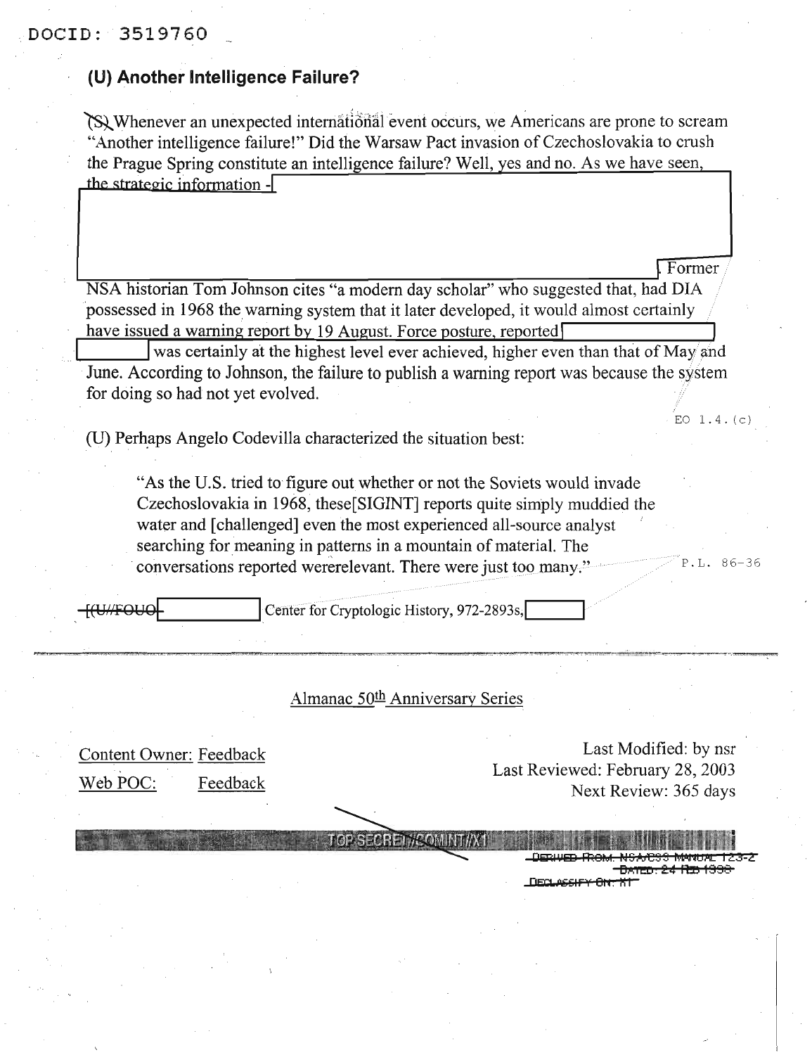DOCID: 3519760

## (U) Another Intelligence Failure?

(S) Whenever an unexpected international event occurs, we Americans are prone to scream "Another intelligence failure!" Did the Warsaw Pact invasion of Czechoslovakia to crush the Prague Spring constitute an intelligence failure? Well, yes and no. As we have seen, the strategic information - [redacted] Former NSA historian Tom Johnson cites "a modern day scholar" who suggested that, had DIA possessed in 1968 the warning system that it later developed, it would almost certainly have issued a warning report by 19 August. Force posture, reported [redacted] was certainly at the highest level ever achieved, higher even than that of May and June. According to Johnson, the failure to publish a warning report was because the system for doing so had not yet evolved.

EO 1.4.(c)

(U) Perhaps Angelo Codevilla characterized the situation best:

> "As the U.S. tried to figure out whether or not the Soviets would invade Czechoslovakia in 1968, these[SIGINT] reports quite simply muddied the water and [challenged] even the most experienced all-source analyst searching for meaning in patterns in a mountain of material. The conversations reported wererelevant. There were just too many."

P.L. 86-36

~~[(U//FOUO)~~ [redacted] Center for Cryptologic History, 972-2893s, [redacted]

Almanac 50th Anniversary Series

Content Owner: Feedback
Web POC: Feedback

Last Modified: by nsr
Last Reviewed: February 28, 2003
Next Review: 365 days

~~TOP SECRET//COMINT//X1~~

~~DERIVED FROM: NSA/CSS MANUAL 123-2~~
~~DATED: 24 FEB 1998~~
~~DECLASSIFY ON: X1~~